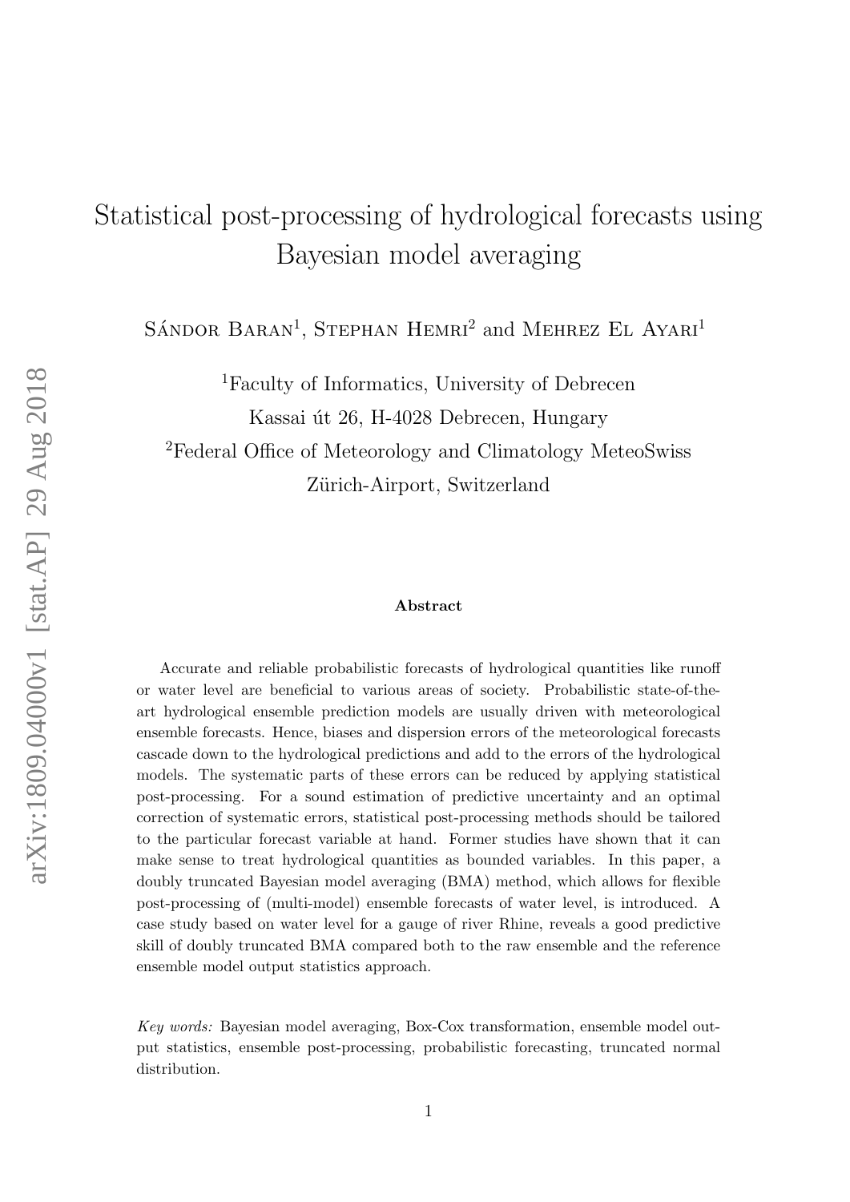# Statistical post-processing of hydrological forecasts using Bayesian model averaging

Sándor Baran[1], Stephan Hemri[2] and Mehrez El Ayari[1]

[1]Faculty of Informatics, University of Debrecen
Kassai út 26, H-4028 Debrecen, Hungary

[2]Federal Office of Meteorology and Climatology MeteoSwiss
Zürich-Airport, Switzerland

## Abstract

Accurate and reliable probabilistic forecasts of hydrological quantities like runoff or water level are beneficial to various areas of society. Probabilistic state-of-the-art hydrological ensemble prediction models are usually driven with meteorological ensemble forecasts. Hence, biases and dispersion errors of the meteorological forecasts cascade down to the hydrological predictions and add to the errors of the hydrological models. The systematic parts of these errors can be reduced by applying statistical post-processing. For a sound estimation of predictive uncertainty and an optimal correction of systematic errors, statistical post-processing methods should be tailored to the particular forecast variable at hand. Former studies have shown that it can make sense to treat hydrological quantities as bounded variables. In this paper, a doubly truncated Bayesian model averaging (BMA) method, which allows for flexible post-processing of (multi-model) ensemble forecasts of water level, is introduced. A case study based on water level for a gauge of river Rhine, reveals a good predictive skill of doubly truncated BMA compared both to the raw ensemble and the reference ensemble model output statistics approach.

*Key words:* Bayesian model averaging, Box-Cox transformation, ensemble model output statistics, ensemble post-processing, probabilistic forecasting, truncated normal distribution.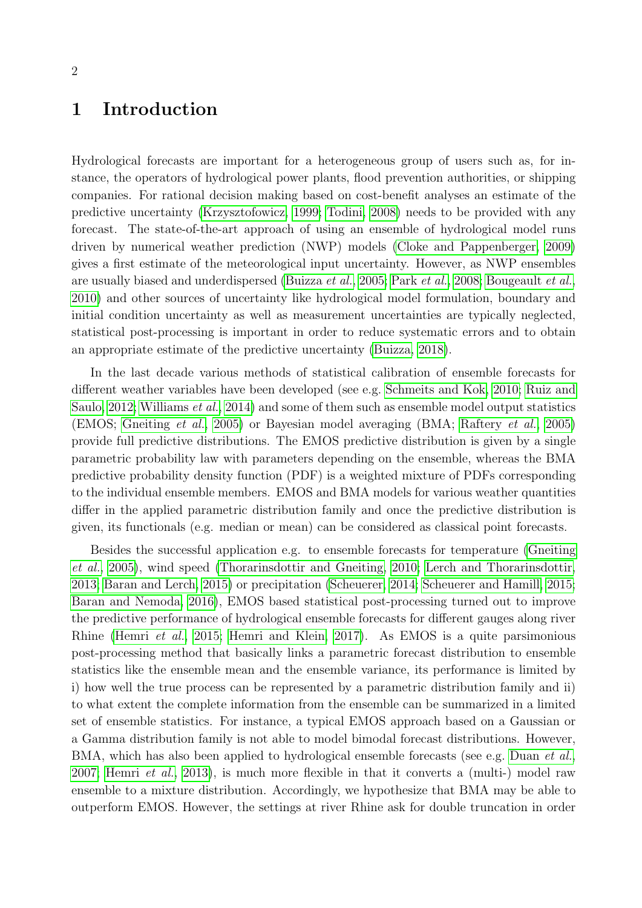# 1 Introduction

Hydrological forecasts are important for a heterogeneous group of users such as, for instance, the operators of hydrological power plants, flood prevention authorities, or shipping companies. For rational decision making based on cost-benefit analyses an estimate of the predictive uncertainty (Krzysztofowicz, 1999; Todini, 2008) needs to be provided with any forecast. The state-of-the-art approach of using an ensemble of hydrological model runs driven by numerical weather prediction (NWP) models (Cloke and Pappenberger, 2009) gives a first estimate of the meteorological input uncertainty. However, as NWP ensembles are usually biased and underdispersed (Buizza *et al.*, 2005; Park *et al.*, 2008; Bougeault *et al.*, 2010) and other sources of uncertainty like hydrological model formulation, boundary and initial condition uncertainty as well as measurement uncertainties are typically neglected, statistical post-processing is important in order to reduce systematic errors and to obtain an appropriate estimate of the predictive uncertainty (Buizza, 2018).

In the last decade various methods of statistical calibration of ensemble forecasts for different weather variables have been developed (see e.g. Schmeits and Kok, 2010; Ruiz and Saulo, 2012; Williams *et al.*, 2014) and some of them such as ensemble model output statistics (EMOS; Gneiting *et al.*, 2005) or Bayesian model averaging (BMA; Raftery *et al.*, 2005) provide full predictive distributions. The EMOS predictive distribution is given by a single parametric probability law with parameters depending on the ensemble, whereas the BMA predictive probability density function (PDF) is a weighted mixture of PDFs corresponding to the individual ensemble members. EMOS and BMA models for various weather quantities differ in the applied parametric distribution family and once the predictive distribution is given, its functionals (e.g. median or mean) can be considered as classical point forecasts.

Besides the successful application e.g. to ensemble forecasts for temperature (Gneiting *et al.*, 2005), wind speed (Thorarinsdottir and Gneiting, 2010; Lerch and Thorarinsdottir, 2013; Baran and Lerch, 2015) or precipitation (Scheuerer, 2014; Scheuerer and Hamill, 2015; Baran and Nemoda, 2016), EMOS based statistical post-processing turned out to improve the predictive performance of hydrological ensemble forecasts for different gauges along river Rhine (Hemri *et al.*, 2015; Hemri and Klein, 2017). As EMOS is a quite parsimonious post-processing method that basically links a parametric forecast distribution to ensemble statistics like the ensemble mean and the ensemble variance, its performance is limited by i) how well the true process can be represented by a parametric distribution family and ii) to what extent the complete information from the ensemble can be summarized in a limited set of ensemble statistics. For instance, a typical EMOS approach based on a Gaussian or a Gamma distribution family is not able to model bimodal forecast distributions. However, BMA, which has also been applied to hydrological ensemble forecasts (see e.g. Duan *et al.*, 2007; Hemri *et al.*, 2013), is much more flexible in that it converts a (multi-) model raw ensemble to a mixture distribution. Accordingly, we hypothesize that BMA may be able to outperform EMOS. However, the settings at river Rhine ask for double truncation in order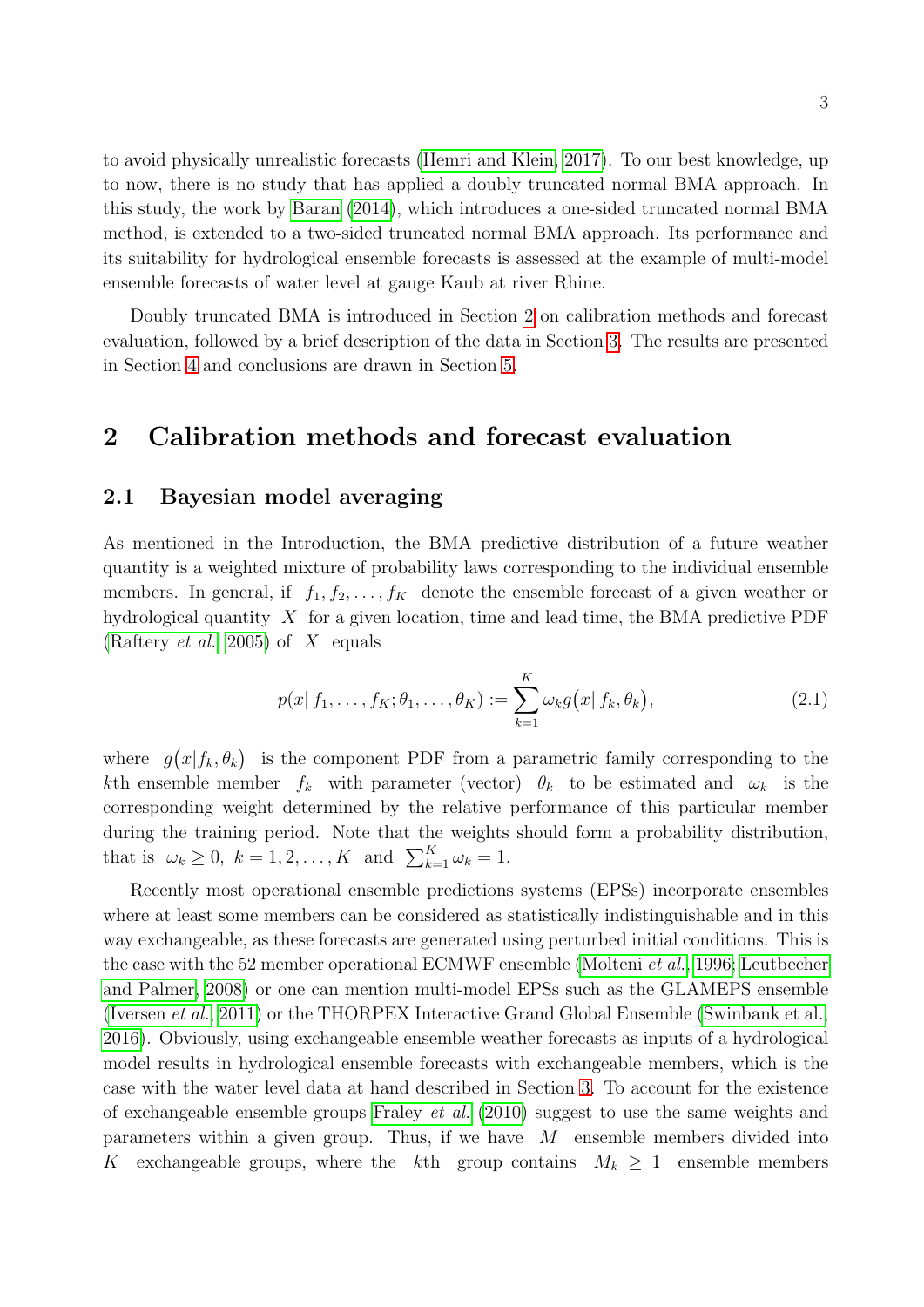to avoid physically unrealistic forecasts (Hemri and Klein, 2017). To our best knowledge, up to now, there is no study that has applied a doubly truncated normal BMA approach. In this study, the work by Baran (2014), which introduces a one-sided truncated normal BMA method, is extended to a two-sided truncated normal BMA approach. Its performance and its suitability for hydrological ensemble forecasts is assessed at the example of multi-model ensemble forecasts of water level at gauge Kaub at river Rhine.

Doubly truncated BMA is introduced in Section 2 on calibration methods and forecast evaluation, followed by a brief description of the data in Section 3. The results are presented in Section 4 and conclusions are drawn in Section 5.

# 2 Calibration methods and forecast evaluation

## 2.1 Bayesian model averaging

As mentioned in the Introduction, the BMA predictive distribution of a future weather quantity is a weighted mixture of probability laws corresponding to the individual ensemble members. In general, if $f_1, f_2, \ldots, f_K$ denote the ensemble forecast of a given weather or hydrological quantity $X$ for a given location, time and lead time, the BMA predictive PDF (Raftery *et al.*, 2005) of $X$ equals

$$
p(x|\, f_1, \ldots, f_K; \theta_1, \ldots, \theta_K) := \sum_{k=1}^{K} \omega_k g\big(x|\, f_k, \theta_k\big), \tag{2.1}
$$

where $g\big(x|f_k, \theta_k\big)$ is the component PDF from a parametric family corresponding to the $k$th ensemble member $f_k$ with parameter (vector) $\theta_k$ to be estimated and $\omega_k$ is the corresponding weight determined by the relative performance of this particular member during the training period. Note that the weights should form a probability distribution, that is $\omega_k \geq 0, \ k = 1, 2, \ldots, K$ and $\sum_{k=1}^{K} \omega_k = 1$.

Recently most operational ensemble predictions systems (EPSs) incorporate ensembles where at least some members can be considered as statistically indistinguishable and in this way exchangeable, as these forecasts are generated using perturbed initial conditions. This is the case with the 52 member operational ECMWF ensemble (Molteni *et al.*, 1996; Leutbecher and Palmer, 2008) or one can mention multi-model EPSs such as the GLAMEPS ensemble (Iversen *et al.*, 2011) or the THORPEX Interactive Grand Global Ensemble (Swinbank et al., 2016). Obviously, using exchangeable ensemble weather forecasts as inputs of a hydrological model results in hydrological ensemble forecasts with exchangeable members, which is the case with the water level data at hand described in Section 3. To account for the existence of exchangeable ensemble groups Fraley *et al.* (2010) suggest to use the same weights and parameters within a given group. Thus, if we have $M$ ensemble members divided into $K$ exchangeable groups, where the $k$th group contains $M_k \geq 1$ ensemble members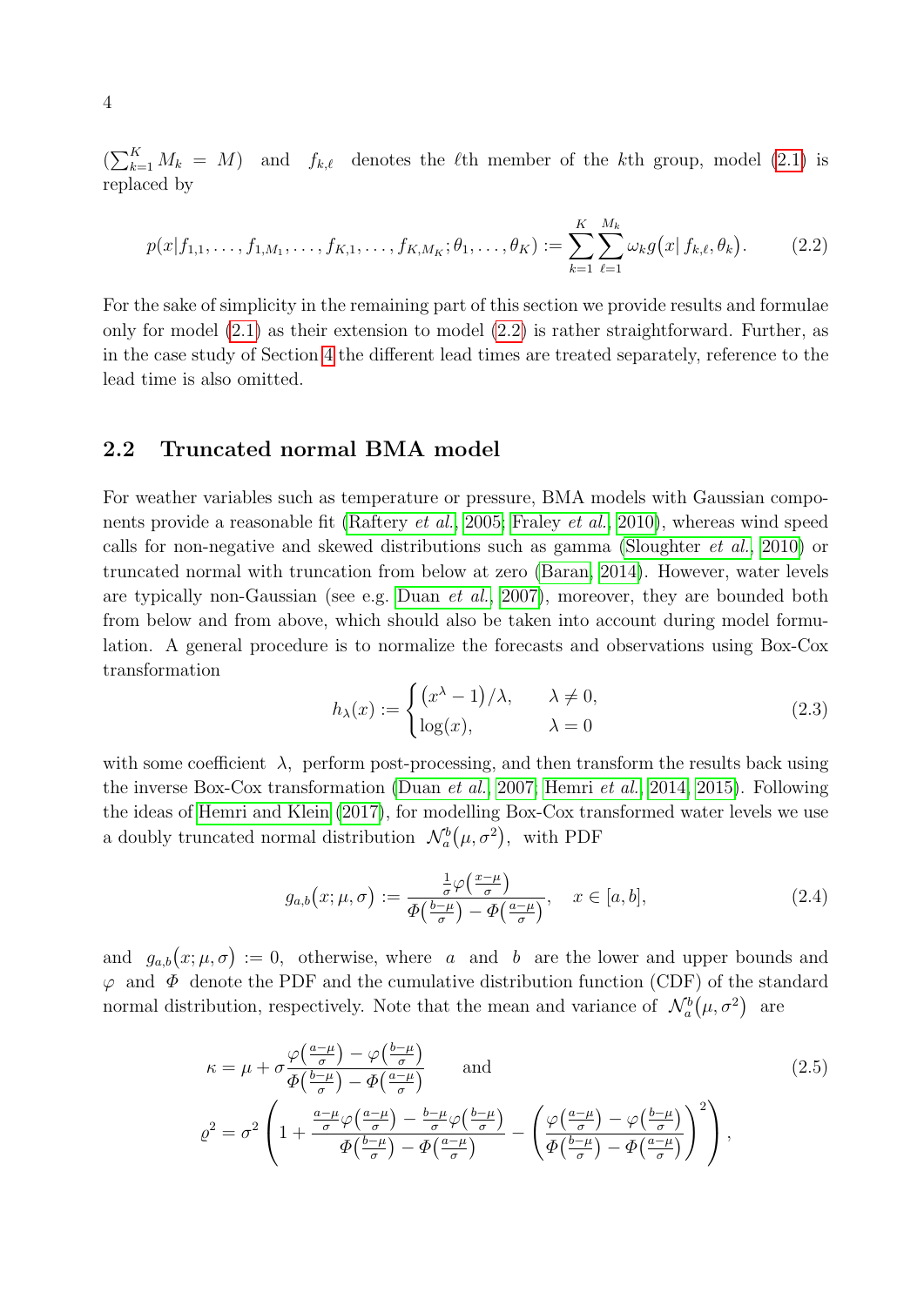$\left(\sum_{k=1}^{K} M_k = M\right)$ and $f_{k,\ell}$ denotes the $\ell$th member of the $k$th group, model (2.1) is replaced by

$$p(x|f_{1,1},\ldots,f_{1,M_1},\ldots,f_{K,1},\ldots,f_{K,M_K};\theta_1,\ldots,\theta_K) := \sum_{k=1}^{K}\sum_{\ell=1}^{M_k}\omega_k g\big(x|\,f_{k,\ell},\theta_k\big). \tag{2.2}$$

For the sake of simplicity in the remaining part of this section we provide results and formulae only for model (2.1) as their extension to model (2.2) is rather straightforward. Further, as in the case study of Section 4 the different lead times are treated separately, reference to the lead time is also omitted.

## 2.2 Truncated normal BMA model

For weather variables such as temperature or pressure, BMA models with Gaussian components provide a reasonable fit (Raftery *et al.*, 2005; Fraley *et al.*, 2010), whereas wind speed calls for non-negative and skewed distributions such as gamma (Sloughter *et al.*, 2010) or truncated normal with truncation from below at zero (Baran, 2014). However, water levels are typically non-Gaussian (see e.g. Duan *et al.*, 2007), moreover, they are bounded both from below and from above, which should also be taken into account during model formulation. A general procedure is to normalize the forecasts and observations using Box-Cox transformation

$$h_\lambda(x) := \begin{cases} \big(x^\lambda - 1\big)/\lambda, & \lambda \neq 0, \\ \log(x), & \lambda = 0 \end{cases} \tag{2.3}$$

with some coefficient $\lambda$, perform post-processing, and then transform the results back using the inverse Box-Cox transformation (Duan *et al.*, 2007; Hemri *et al.*, 2014, 2015). Following the ideas of Hemri and Klein (2017), for modelling Box-Cox transformed water levels we use a doubly truncated normal distribution $\mathcal{N}_a^b\big(\mu,\sigma^2\big)$, with PDF

$$g_{a,b}\big(x;\mu,\sigma\big) := \frac{\frac{1}{\sigma}\varphi\big(\frac{x-\mu}{\sigma}\big)}{\varPhi\big(\frac{b-\mu}{\sigma}\big) - \varPhi\big(\frac{a-\mu}{\sigma}\big)}, \quad x \in [a,b], \tag{2.4}$$

and $g_{a,b}\big(x;\mu,\sigma\big) := 0$, otherwise, where $a$ and $b$ are the lower and upper bounds and $\varphi$ and $\varPhi$ denote the PDF and the cumulative distribution function (CDF) of the standard normal distribution, respectively. Note that the mean and variance of $\mathcal{N}_a^b\big(\mu,\sigma^2\big)$ are

$$\begin{aligned} \kappa &= \mu + \sigma\frac{\varphi\big(\frac{a-\mu}{\sigma}\big) - \varphi\big(\frac{b-\mu}{\sigma}\big)}{\varPhi\big(\frac{b-\mu}{\sigma}\big) - \varPhi\big(\frac{a-\mu}{\sigma}\big)} \qquad \text{and} \\ \varrho^2 &= \sigma^2\left(1 + \frac{\frac{a-\mu}{\sigma}\varphi\big(\frac{a-\mu}{\sigma}\big) - \frac{b-\mu}{\sigma}\varphi\big(\frac{b-\mu}{\sigma}\big)}{\varPhi\big(\frac{b-\mu}{\sigma}\big) - \varPhi\big(\frac{a-\mu}{\sigma}\big)} - \left(\frac{\varphi\big(\frac{a-\mu}{\sigma}\big) - \varphi\big(\frac{b-\mu}{\sigma}\big)}{\varPhi\big(\frac{b-\mu}{\sigma}\big) - \varPhi\big(\frac{a-\mu}{\sigma}\big)}\right)^2\right), \end{aligned} \tag{2.5}$$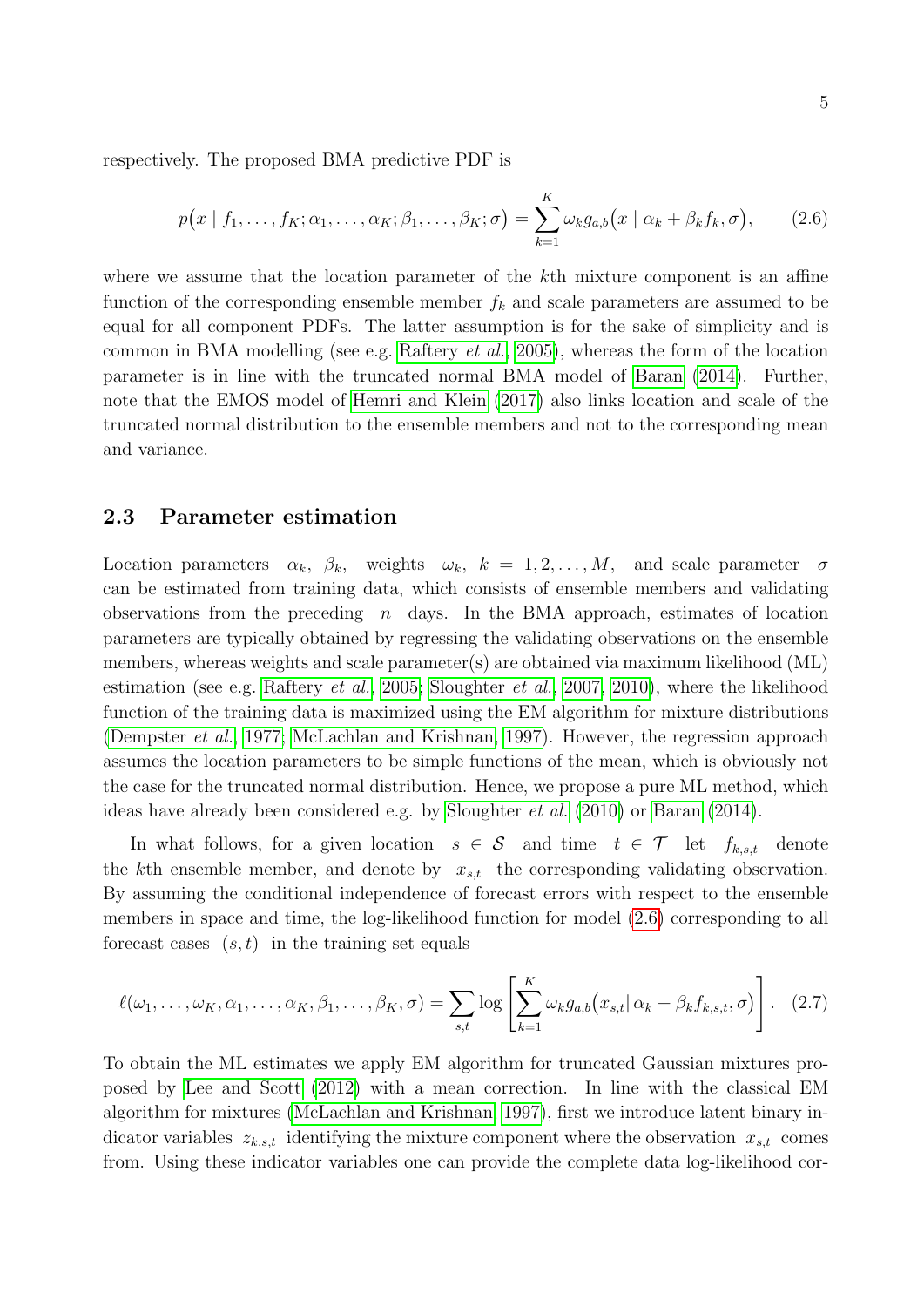respectively. The proposed BMA predictive PDF is

$$p\big(x \mid f_1, \ldots, f_K; \alpha_1, \ldots, \alpha_K; \beta_1, \ldots, \beta_K; \sigma\big) = \sum_{k=1}^{K} \omega_k g_{a,b}\big(x \mid \alpha_k + \beta_k f_k, \sigma\big), \tag{2.6}$$

where we assume that the location parameter of the $k$th mixture component is an affine function of the corresponding ensemble member $f_k$ and scale parameters are assumed to be equal for all component PDFs. The latter assumption is for the sake of simplicity and is common in BMA modelling (see e.g. Raftery *et al.*, 2005), whereas the form of the location parameter is in line with the truncated normal BMA model of Baran (2014). Further, note that the EMOS model of Hemri and Klein (2017) also links location and scale of the truncated normal distribution to the ensemble members and not to the corresponding mean and variance.

## 2.3 Parameter estimation

Location parameters $\alpha_k$, $\beta_k$, weights $\omega_k$, $k = 1, 2, \ldots, M$, and scale parameter $\sigma$ can be estimated from training data, which consists of ensemble members and validating observations from the preceding $n$ days. In the BMA approach, estimates of location parameters are typically obtained by regressing the validating observations on the ensemble members, whereas weights and scale parameter(s) are obtained via maximum likelihood (ML) estimation (see e.g. Raftery *et al.*, 2005; Sloughter *et al.*, 2007, 2010), where the likelihood function of the training data is maximized using the EM algorithm for mixture distributions (Dempster *et al.*, 1977; McLachlan and Krishnan, 1997). However, the regression approach assumes the location parameters to be simple functions of the mean, which is obviously not the case for the truncated normal distribution. Hence, we propose a pure ML method, which ideas have already been considered e.g. by Sloughter *et al.* (2010) or Baran (2014).

In what follows, for a given location $s \in \mathcal{S}$ and time $t \in \mathcal{T}$ let $f_{k,s,t}$ denote the $k$th ensemble member, and denote by $x_{s,t}$ the corresponding validating observation. By assuming the conditional independence of forecast errors with respect to the ensemble members in space and time, the log-likelihood function for model (2.6) corresponding to all forecast cases $(s,t)$ in the training set equals

$$\ell(\omega_1, \ldots, \omega_K, \alpha_1, \ldots, \alpha_K, \beta_1, \ldots, \beta_K, \sigma) = \sum_{s,t} \log \left[ \sum_{k=1}^{K} \omega_k g_{a,b}\big(x_{s,t} \big| \, \alpha_k + \beta_k f_{k,s,t}, \sigma\big) \right]. \tag{2.7}$$

To obtain the ML estimates we apply EM algorithm for truncated Gaussian mixtures proposed by Lee and Scott (2012) with a mean correction. In line with the classical EM algorithm for mixtures (McLachlan and Krishnan, 1997), first we introduce latent binary indicator variables $z_{k,s,t}$ identifying the mixture component where the observation $x_{s,t}$ comes from. Using these indicator variables one can provide the complete data log-likelihood cor-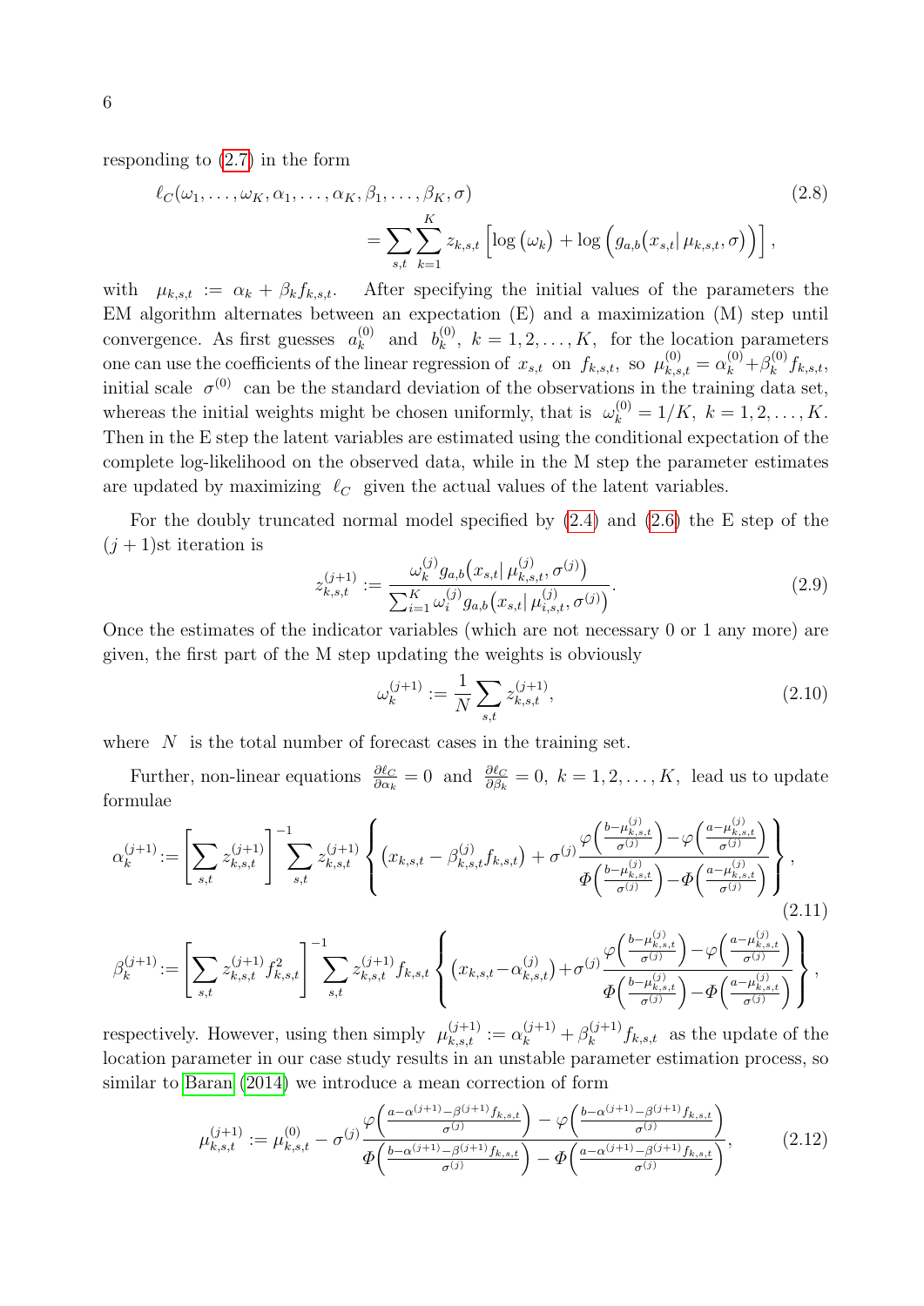responding to (2.7) in the form

$$
\begin{aligned}
\ell_C(\omega_1,\ldots,\omega_K,\alpha_1,\ldots,\alpha_K,\beta_1,\ldots,\beta_K,\sigma) \qquad\qquad\qquad\qquad (2.8)\\
= \sum_{s,t}\sum_{k=1}^{K} z_{k,s,t}\Big[\log\big(\omega_k\big) + \log\Big(g_{a,b}\big(x_{s,t}\big|\,\mu_{k,s,t},\sigma\big)\Big)\Big],
\end{aligned}
$$

with $\mu_{k,s,t} := \alpha_k + \beta_k f_{k,s,t}$. After specifying the initial values of the parameters the EM algorithm alternates between an expectation (E) and a maximization (M) step until convergence. As first guesses $a_k^{(0)}$ and $b_k^{(0)}$, $k=1,2,\ldots,K$, for the location parameters one can use the coefficients of the linear regression of $x_{s,t}$ on $f_{k,s,t}$, so $\mu_{k,s,t}^{(0)} = \alpha_k^{(0)} + \beta_k^{(0)} f_{k,s,t}$, initial scale $\sigma^{(0)}$ can be the standard deviation of the observations in the training data set, whereas the initial weights might be chosen uniformly, that is $\omega_k^{(0)} = 1/K$, $k=1,2,\ldots,K$. Then in the E step the latent variables are estimated using the conditional expectation of the complete log-likelihood on the observed data, while in the M step the parameter estimates are updated by maximizing $\ell_C$ given the actual values of the latent variables.

For the doubly truncated normal model specified by (2.4) and (2.6) the E step of the $(j+1)$st iteration is

$$
z_{k,s,t}^{(j+1)} := \frac{\omega_k^{(j)} g_{a,b}\big(x_{s,t}\big|\,\mu_{k,s,t}^{(j)},\sigma^{(j)}\big)}{\sum_{i=1}^{K}\omega_i^{(j)} g_{a,b}\big(x_{s,t}\big|\,\mu_{i,s,t}^{(j)},\sigma^{(j)}\big)}. \qquad (2.9)
$$

Once the estimates of the indicator variables (which are not necessary 0 or 1 any more) are given, the first part of the M step updating the weights is obviously

$$
\omega_k^{(j+1)} := \frac{1}{N}\sum_{s,t} z_{k,s,t}^{(j+1)}, \qquad (2.10)
$$

where $N$ is the total number of forecast cases in the training set.

Further, non-linear equations $\frac{\partial \ell_C}{\partial \alpha_k} = 0$ and $\frac{\partial \ell_C}{\partial \beta_k} = 0$, $k=1,2,\ldots,K$, lead us to update formulae

$$
\alpha_k^{(j+1)} := \Bigg[\sum_{s,t} z_{k,s,t}^{(j+1)}\Bigg]^{-1}\sum_{s,t} z_{k,s,t}^{(j+1)}\left\{\big(x_{k,s,t} - \beta_{k,s,t}^{(j)} f_{k,s,t}\big) + \sigma^{(j)}\frac{\varphi\Big(\frac{b-\mu_{k,s,t}^{(j)}}{\sigma^{(j)}}\Big) - \varphi\Big(\frac{a-\mu_{k,s,t}^{(j)}}{\sigma^{(j)}}\Big)}{\Phi\Big(\frac{b-\mu_{k,s,t}^{(j)}}{\sigma^{(j)}}\Big) - \Phi\Big(\frac{a-\mu_{k,s,t}^{(j)}}{\sigma^{(j)}}\Big)}\right\}, \qquad (2.11)
$$

$$
\beta_k^{(j+1)} := \Bigg[\sum_{s,t} z_{k,s,t}^{(j+1)} f_{k,s,t}^2\Bigg]^{-1}\sum_{s,t} z_{k,s,t}^{(j+1)} f_{k,s,t}\left\{\big(x_{k,s,t} - \alpha_{k,s,t}^{(j)}\big) + \sigma^{(j)}\frac{\varphi\Big(\frac{b-\mu_{k,s,t}^{(j)}}{\sigma^{(j)}}\Big) - \varphi\Big(\frac{a-\mu_{k,s,t}^{(j)}}{\sigma^{(j)}}\Big)}{\Phi\Big(\frac{b-\mu_{k,s,t}^{(j)}}{\sigma^{(j)}}\Big) - \Phi\Big(\frac{a-\mu_{k,s,t}^{(j)}}{\sigma^{(j)}}\Big)}\right\},
$$

respectively. However, using then simply $\mu_{k,s,t}^{(j+1)} := \alpha_k^{(j+1)} + \beta_k^{(j+1)} f_{k,s,t}$ as the update of the location parameter in our case study results in an unstable parameter estimation process, so similar to Baran (2014) we introduce a mean correction of form

$$
\mu_{k,s,t}^{(j+1)} := \mu_{k,s,t}^{(0)} - \sigma^{(j)}\frac{\varphi\Big(\frac{a-\alpha^{(j+1)}-\beta^{(j+1)} f_{k,s,t}}{\sigma^{(j)}}\Big) - \varphi\Big(\frac{b-\alpha^{(j+1)}-\beta^{(j+1)} f_{k,s,t}}{\sigma^{(j)}}\Big)}{\Phi\Big(\frac{b-\alpha^{(j+1)}-\beta^{(j+1)} f_{k,s,t}}{\sigma^{(j)}}\Big) - \Phi\Big(\frac{a-\alpha^{(j+1)}-\beta^{(j+1)} f_{k,s,t}}{\sigma^{(j)}}\Big)}, \qquad (2.12)
$$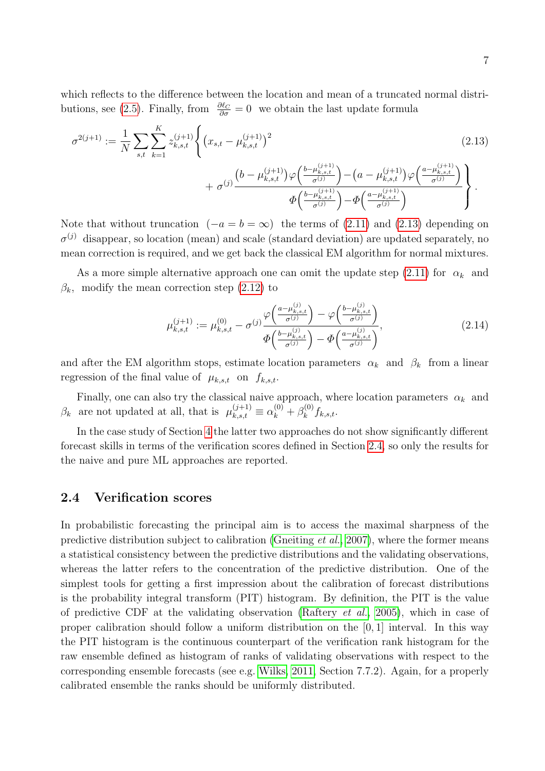which reflects to the difference between the location and mean of a truncated normal distributions, see (2.5). Finally, from $\frac{\partial \ell_C}{\partial \sigma} = 0$ we obtain the last update formula

$$
\sigma^{2(j+1)} := \frac{1}{N} \sum_{s,t} \sum_{k=1}^{K} z_{k,s,t}^{(j+1)} \Bigg\{ \big(x_{s,t} - \mu_{k,s,t}^{(j+1)}\big)^2 + \sigma^{(j)} \frac{\big(b - \mu_{k,s,t}^{(j+1)}\big) \varphi\Big(\frac{b-\mu_{k,s,t}^{(j+1)}}{\sigma^{(j)}}\Big) - \big(a - \mu_{k,s,t}^{(j+1)}\big) \varphi\Big(\frac{a-\mu_{k,s,t}^{(j+1)}}{\sigma^{(j)}}\Big)}{\varPhi\Big(\frac{b-\mu_{k,s,t}^{(j+1)}}{\sigma^{(j)}}\Big) - \varPhi\Big(\frac{a-\mu_{k,s,t}^{(j+1)}}{\sigma^{(j)}}\Big)} \Bigg\}. \tag{2.13}
$$

Note that without truncation $(-a = b = \infty)$ the terms of (2.11) and (2.13) depending on $\sigma^{(j)}$ disappear, so location (mean) and scale (standard deviation) are updated separately, no mean correction is required, and we get back the classical EM algorithm for normal mixtures.

As a more simple alternative approach one can omit the update step (2.11) for $\alpha_k$ and $\beta_k$, modify the mean correction step (2.12) to

$$
\mu_{k,s,t}^{(j+1)} := \mu_{k,s,t}^{(0)} - \sigma^{(j)} \frac{\varphi\Big(\frac{a-\mu_{k,s,t}^{(j)}}{\sigma^{(j)}}\Big) - \varphi\Big(\frac{b-\mu_{k,s,t}^{(j)}}{\sigma^{(j)}}\Big)}{\varPhi\Big(\frac{b-\mu_{k,s,t}^{(j)}}{\sigma^{(j)}}\Big) - \varPhi\Big(\frac{a-\mu_{k,s,t}^{(j)}}{\sigma^{(j)}}\Big)}, \tag{2.14}
$$

and after the EM algorithm stops, estimate location parameters $\alpha_k$ and $\beta_k$ from a linear regression of the final value of $\mu_{k,s,t}$ on $f_{k,s,t}$.

Finally, one can also try the classical naive approach, where location parameters $\alpha_k$ and $\beta_k$ are not updated at all, that is $\mu_{k,s,t}^{(j+1)} \equiv \alpha_k^{(0)} + \beta_k^{(0)} f_{k,s,t}$.

In the case study of Section 4 the latter two approaches do not show significantly different forecast skills in terms of the verification scores defined in Section 2.4, so only the results for the naive and pure ML approaches are reported.

## 2.4 Verification scores

In probabilistic forecasting the principal aim is to access the maximal sharpness of the predictive distribution subject to calibration (Gneiting *et al.*, 2007), where the former means a statistical consistency between the predictive distributions and the validating observations, whereas the latter refers to the concentration of the predictive distribution. One of the simplest tools for getting a first impression about the calibration of forecast distributions is the probability integral transform (PIT) histogram. By definition, the PIT is the value of predictive CDF at the validating observation (Raftery *et al.*, 2005), which in case of proper calibration should follow a uniform distribution on the $[0, 1]$ interval. In this way the PIT histogram is the continuous counterpart of the verification rank histogram for the raw ensemble defined as histogram of ranks of validating observations with respect to the corresponding ensemble forecasts (see e.g. Wilks, 2011, Section 7.7.2). Again, for a properly calibrated ensemble the ranks should be uniformly distributed.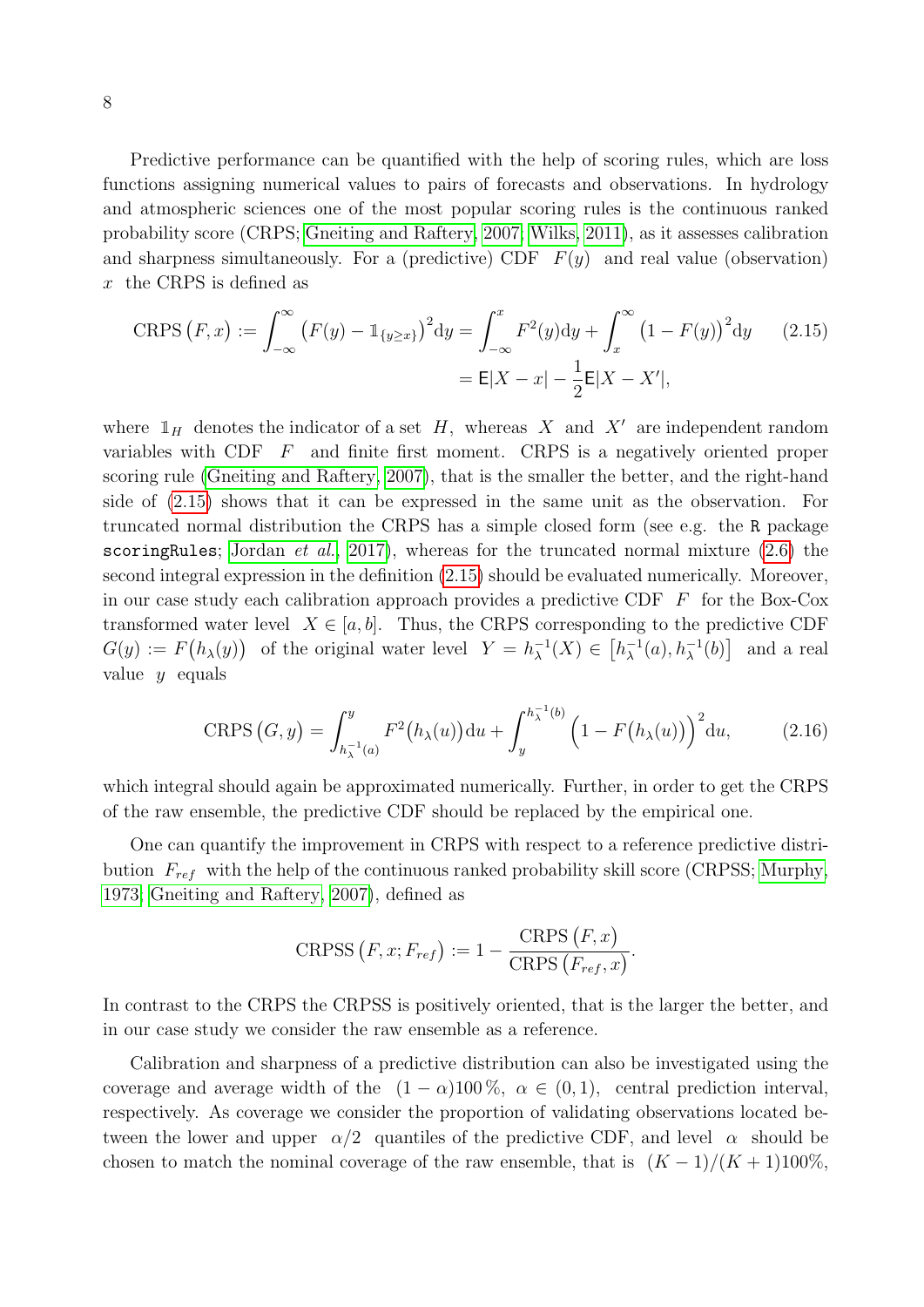Predictive performance can be quantified with the help of scoring rules, which are loss functions assigning numerical values to pairs of forecasts and observations. In hydrology and atmospheric sciences one of the most popular scoring rules is the continuous ranked probability score (CRPS; Gneiting and Raftery, 2007; Wilks, 2011), as it assesses calibration and sharpness simultaneously. For a (predictive) CDF $F(y)$ and real value (observation) $x$ the CRPS is defined as

$$
\begin{aligned}
\mathrm{CRPS}\big(F,x\big) := \int_{-\infty}^{\infty} \big(F(y) - \mathbb{1}_{\{y \geq x\}}\big)^2 \mathrm{d}y &= \int_{-\infty}^{x} F^2(y)\mathrm{d}y + \int_{x}^{\infty} \big(1 - F(y)\big)^2 \mathrm{d}y \\
&= \mathsf{E}|X - x| - \frac{1}{2}\mathsf{E}|X - X'|,
\end{aligned}
\tag{2.15}
$$

where $\mathbb{1}_H$ denotes the indicator of a set $H$, whereas $X$ and $X'$ are independent random variables with CDF $F$ and finite first moment. CRPS is a negatively oriented proper scoring rule (Gneiting and Raftery, 2007), that is the smaller the better, and the right-hand side of (2.15) shows that it can be expressed in the same unit as the observation. For truncated normal distribution the CRPS has a simple closed form (see e.g. the `R` package `scoringRules`; Jordan *et al.*, 2017), whereas for the truncated normal mixture (2.6) the second integral expression in the definition (2.15) should be evaluated numerically. Moreover, in our case study each calibration approach provides a predictive CDF $F$ for the Box-Cox transformed water level $X \in [a,b]$. Thus, the CRPS corresponding to the predictive CDF $G(y) := F\big(h_\lambda(y)\big)$ of the original water level $Y = h_\lambda^{-1}(X) \in \big[h_\lambda^{-1}(a), h_\lambda^{-1}(b)\big]$ and a real value $y$ equals

$$
\mathrm{CRPS}\big(G,y\big) = \int_{h_\lambda^{-1}(a)}^{y} F^2\big(h_\lambda(u)\big)\mathrm{d}u + \int_{y}^{h_\lambda^{-1}(b)} \Big(1 - F\big(h_\lambda(u)\big)\Big)^2 \mathrm{d}u, \tag{2.16}
$$

which integral should again be approximated numerically. Further, in order to get the CRPS of the raw ensemble, the predictive CDF should be replaced by the empirical one.

One can quantify the improvement in CRPS with respect to a reference predictive distribution $F_{ref}$ with the help of the continuous ranked probability skill score (CRPSS; Murphy, 1973; Gneiting and Raftery, 2007), defined as

$$
\mathrm{CRPSS}\big(F,x;F_{ref}\big) := 1 - \frac{\mathrm{CRPS}\big(F,x\big)}{\mathrm{CRPS}\big(F_{ref},x\big)}.
$$

In contrast to the CRPS the CRPSS is positively oriented, that is the larger the better, and in our case study we consider the raw ensemble as a reference.

Calibration and sharpness of a predictive distribution can also be investigated using the coverage and average width of the $(1-\alpha)100\,\%$, $\alpha \in (0,1)$, central prediction interval, respectively. As coverage we consider the proportion of validating observations located between the lower and upper $\alpha/2$ quantiles of the predictive CDF, and level $\alpha$ should be chosen to match the nominal coverage of the raw ensemble, that is $(K-1)/(K+1)100\%$,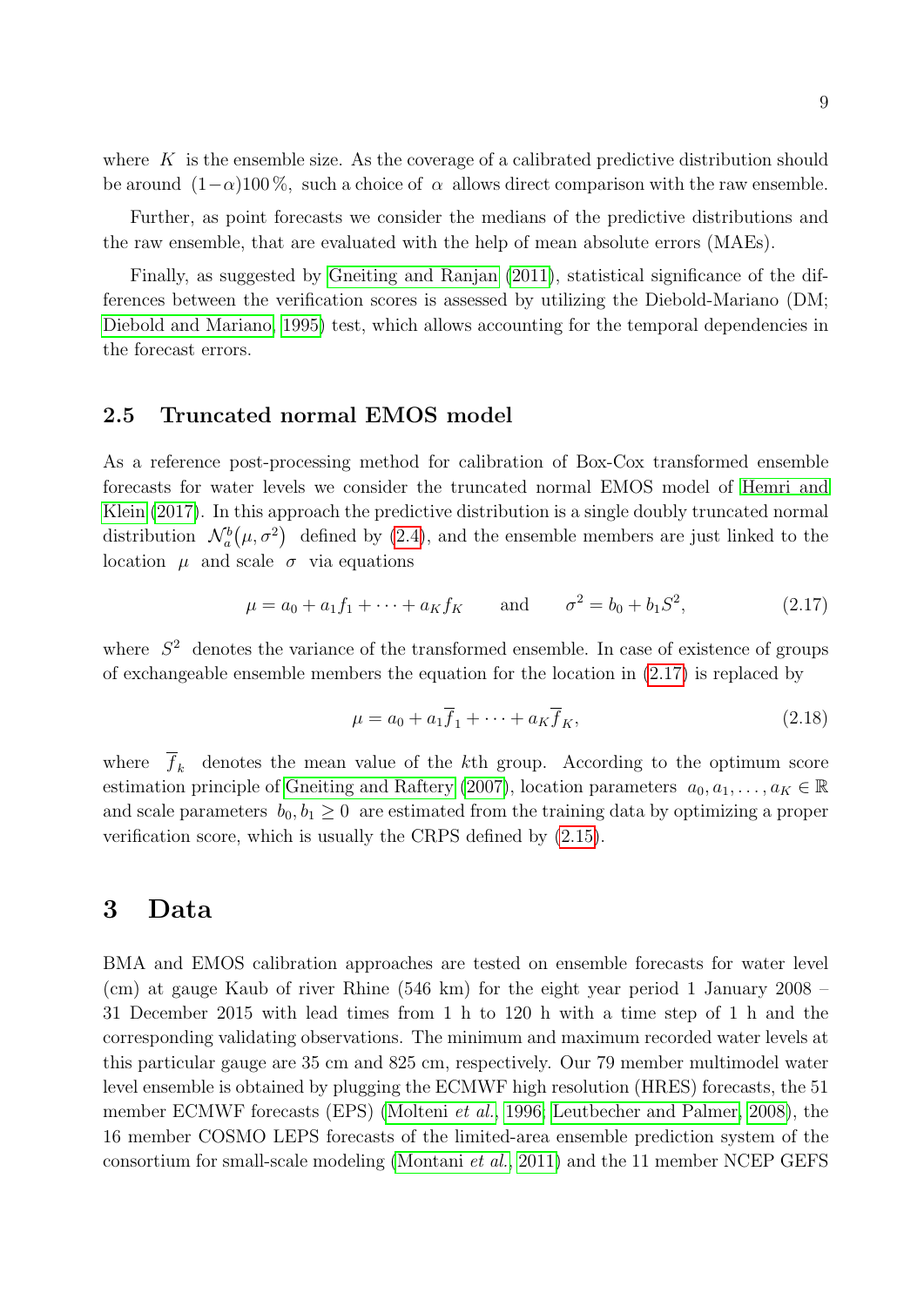where $K$ is the ensemble size. As the coverage of a calibrated predictive distribution should be around $(1-\alpha)100\,\%$, such a choice of $\alpha$ allows direct comparison with the raw ensemble.

Further, as point forecasts we consider the medians of the predictive distributions and the raw ensemble, that are evaluated with the help of mean absolute errors (MAEs).

Finally, as suggested by Gneiting and Ranjan (2011), statistical significance of the differences between the verification scores is assessed by utilizing the Diebold-Mariano (DM; Diebold and Mariano, 1995) test, which allows accounting for the temporal dependencies in the forecast errors.

### 2.5 Truncated normal EMOS model

As a reference post-processing method for calibration of Box-Cox transformed ensemble forecasts for water levels we consider the truncated normal EMOS model of Hemri and Klein (2017). In this approach the predictive distribution is a single doubly truncated normal distribution $\mathcal{N}_a^b(\mu, \sigma^2)$ defined by (2.4), and the ensemble members are just linked to the location $\mu$ and scale $\sigma$ via equations

$$\mu = a_0 + a_1 f_1 + \cdots + a_K f_K \qquad \text{and} \qquad \sigma^2 = b_0 + b_1 S^2, \tag{2.17}$$

where $S^2$ denotes the variance of the transformed ensemble. In case of existence of groups of exchangeable ensemble members the equation for the location in (2.17) is replaced by

$$\mu = a_0 + a_1 \overline{f}_1 + \cdots + a_K \overline{f}_K, \tag{2.18}$$

where $\overline{f}_k$ denotes the mean value of the $k$th group. According to the optimum score estimation principle of Gneiting and Raftery (2007), location parameters $a_0, a_1, \ldots, a_K \in \mathbb{R}$ and scale parameters $b_0, b_1 \geq 0$ are estimated from the training data by optimizing a proper verification score, which is usually the CRPS defined by (2.15).

## 3 Data

BMA and EMOS calibration approaches are tested on ensemble forecasts for water level (cm) at gauge Kaub of river Rhine (546 km) for the eight year period 1 January 2008 – 31 December 2015 with lead times from 1 h to 120 h with a time step of 1 h and the corresponding validating observations. The minimum and maximum recorded water levels at this particular gauge are 35 cm and 825 cm, respectively. Our 79 member multimodel water level ensemble is obtained by plugging the ECMWF high resolution (HRES) forecasts, the 51 member ECMWF forecasts (EPS) (Molteni *et al.*, 1996; Leutbecher and Palmer, 2008), the 16 member COSMO LEPS forecasts of the limited-area ensemble prediction system of the consortium for small-scale modeling (Montani *et al.*, 2011) and the 11 member NCEP GEFS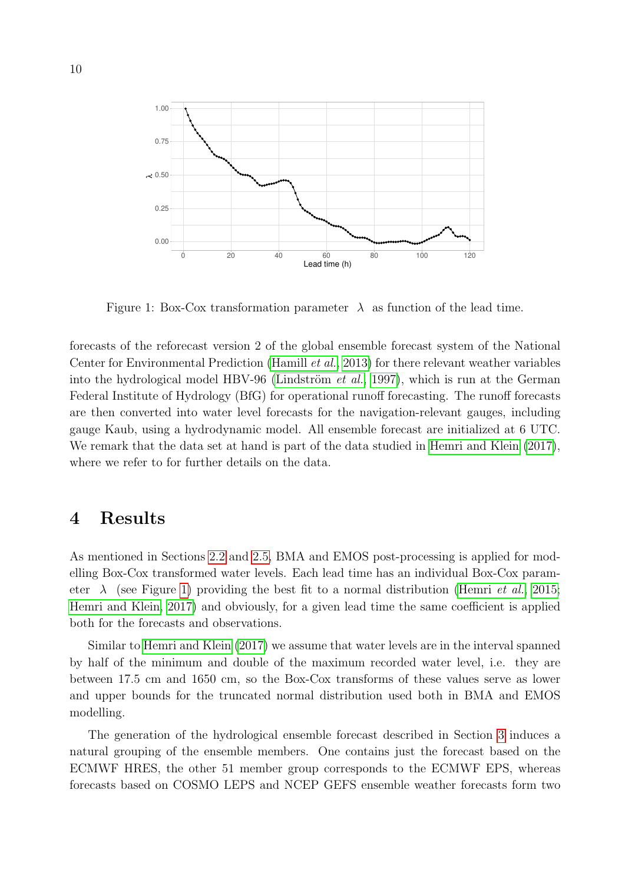Figure 1: Box-Cox transformation parameter $\lambda$ as function of the lead time.

forecasts of the reforecast version 2 of the global ensemble forecast system of the National Center for Environmental Prediction (Hamill *et al.*, 2013) for there relevant weather variables into the hydrological model HBV-96 (Lindström *et al.*, 1997), which is run at the German Federal Institute of Hydrology (BfG) for operational runoff forecasting. The runoff forecasts are then converted into water level forecasts for the navigation-relevant gauges, including gauge Kaub, using a hydrodynamic model. All ensemble forecast are initialized at 6 UTC. We remark that the data set at hand is part of the data studied in Hemri and Klein (2017), where we refer to for further details on the data.

# 4 Results

As mentioned in Sections 2.2 and 2.5, BMA and EMOS post-processing is applied for modelling Box-Cox transformed water levels. Each lead time has an individual Box-Cox parameter $\lambda$ (see Figure 1) providing the best fit to a normal distribution (Hemri *et al.*, 2015; Hemri and Klein, 2017) and obviously, for a given lead time the same coefficient is applied both for the forecasts and observations.

Similar to Hemri and Klein (2017) we assume that water levels are in the interval spanned by half of the minimum and double of the maximum recorded water level, i.e. they are between 17.5 cm and 1650 cm, so the Box-Cox transforms of these values serve as lower and upper bounds for the truncated normal distribution used both in BMA and EMOS modelling.

The generation of the hydrological ensemble forecast described in Section 3 induces a natural grouping of the ensemble members. One contains just the forecast based on the ECMWF HRES, the other 51 member group corresponds to the ECMWF EPS, whereas forecasts based on COSMO LEPS and NCEP GEFS ensemble weather forecasts form two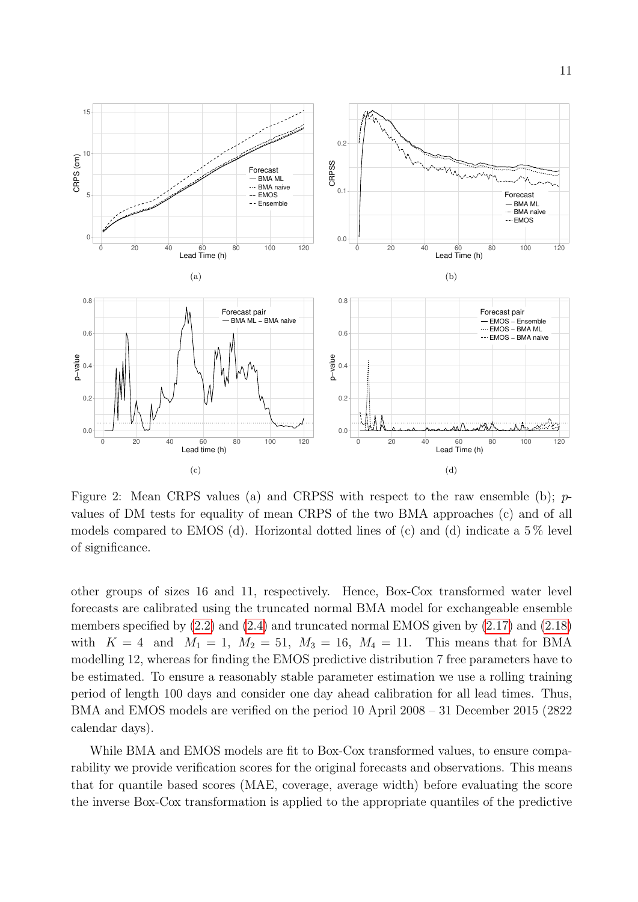Figure 2: Mean CRPS values (a) and CRPSS with respect to the raw ensemble (b); $p$-values of DM tests for equality of mean CRPS of the two BMA approaches (c) and of all models compared to EMOS (d). Horizontal dotted lines of (c) and (d) indicate a 5 % level of significance.

other groups of sizes 16 and 11, respectively. Hence, Box-Cox transformed water level forecasts are calibrated using the truncated normal BMA model for exchangeable ensemble members specified by (2.2) and (2.4) and truncated normal EMOS given by (2.17) and (2.18) with $K = 4$ and $M_1 = 1, \ M_2 = 51, \ M_3 = 16, \ M_4 = 11$. This means that for BMA modelling 12, whereas for finding the EMOS predictive distribution 7 free parameters have to be estimated. To ensure a reasonably stable parameter estimation we use a rolling training period of length 100 days and consider one day ahead calibration for all lead times. Thus, BMA and EMOS models are verified on the period 10 April 2008 – 31 December 2015 (2822 calendar days).

While BMA and EMOS models are fit to Box-Cox transformed values, to ensure comparability we provide verification scores for the original forecasts and observations. This means that for quantile based scores (MAE, coverage, average width) before evaluating the score the inverse Box-Cox transformation is applied to the appropriate quantiles of the predictive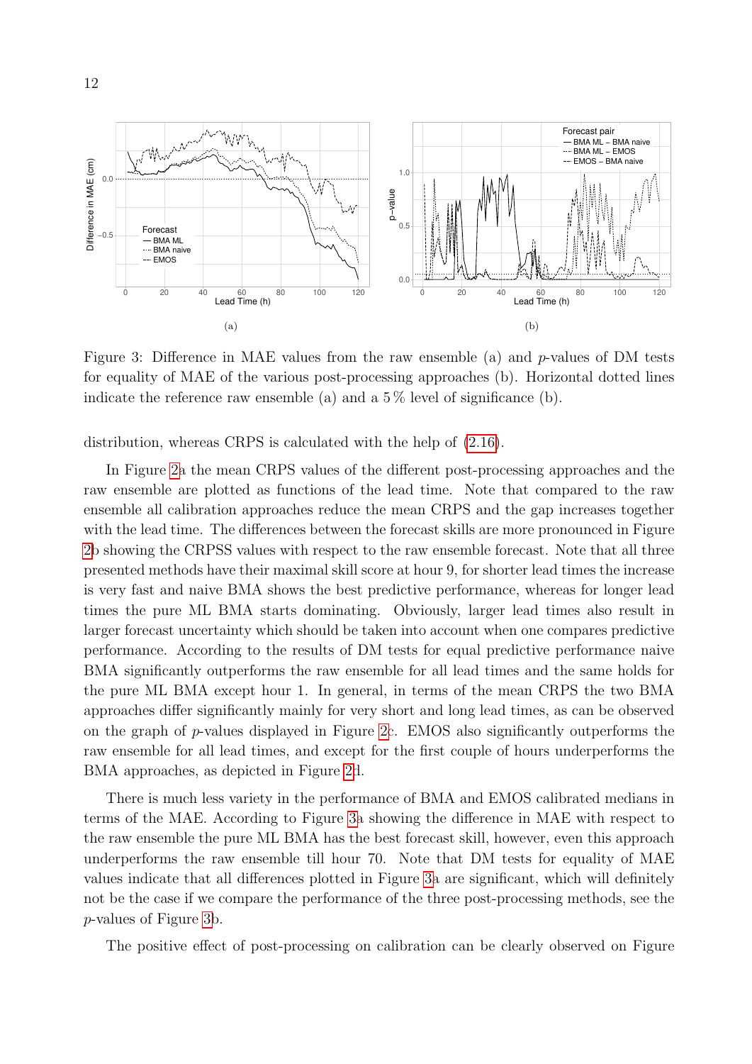Figure 3: Difference in MAE values from the raw ensemble (a) and $p$-values of DM tests for equality of MAE of the various post-processing approaches (b). Horizontal dotted lines indicate the reference raw ensemble (a) and a 5 % level of significance (b).

distribution, whereas CRPS is calculated with the help of (2.16).

In Figure 2a the mean CRPS values of the different post-processing approaches and the raw ensemble are plotted as functions of the lead time. Note that compared to the raw ensemble all calibration approaches reduce the mean CRPS and the gap increases together with the lead time. The differences between the forecast skills are more pronounced in Figure 2b showing the CRPSS values with respect to the raw ensemble forecast. Note that all three presented methods have their maximal skill score at hour 9, for shorter lead times the increase is very fast and naive BMA shows the best predictive performance, whereas for longer lead times the pure ML BMA starts dominating. Obviously, larger lead times also result in larger forecast uncertainty which should be taken into account when one compares predictive performance. According to the results of DM tests for equal predictive performance naive BMA significantly outperforms the raw ensemble for all lead times and the same holds for the pure ML BMA except hour 1. In general, in terms of the mean CRPS the two BMA approaches differ significantly mainly for very short and long lead times, as can be observed on the graph of $p$-values displayed in Figure 2c. EMOS also significantly outperforms the raw ensemble for all lead times, and except for the first couple of hours underperforms the BMA approaches, as depicted in Figure 2d.

There is much less variety in the performance of BMA and EMOS calibrated medians in terms of the MAE. According to Figure 3a showing the difference in MAE with respect to the raw ensemble the pure ML BMA has the best forecast skill, however, even this approach underperforms the raw ensemble till hour 70. Note that DM tests for equality of MAE values indicate that all differences plotted in Figure 3a are significant, which will definitely not be the case if we compare the performance of the three post-processing methods, see the $p$-values of Figure 3b.

The positive effect of post-processing on calibration can be clearly observed on Figure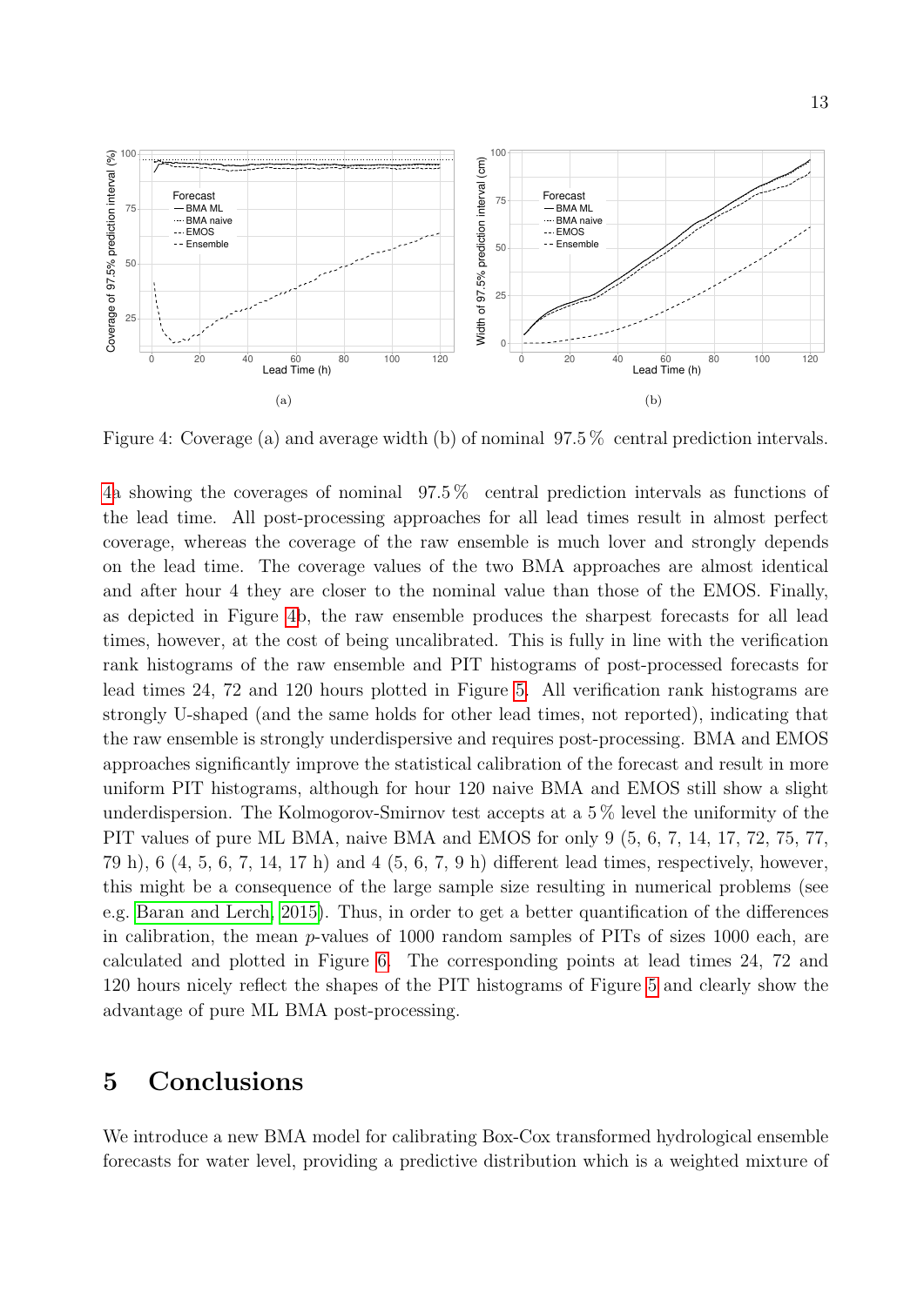Figure 4: Coverage (a) and average width (b) of nominal 97.5 % central prediction intervals.

4a showing the coverages of nominal 97.5 % central prediction intervals as functions of the lead time. All post-processing approaches for all lead times result in almost perfect coverage, whereas the coverage of the raw ensemble is much lover and strongly depends on the lead time. The coverage values of the two BMA approaches are almost identical and after hour 4 they are closer to the nominal value than those of the EMOS. Finally, as depicted in Figure 4b, the raw ensemble produces the sharpest forecasts for all lead times, however, at the cost of being uncalibrated. This is fully in line with the verification rank histograms of the raw ensemble and PIT histograms of post-processed forecasts for lead times 24, 72 and 120 hours plotted in Figure 5. All verification rank histograms are strongly U-shaped (and the same holds for other lead times, not reported), indicating that the raw ensemble is strongly underdispersive and requires post-processing. BMA and EMOS approaches significantly improve the statistical calibration of the forecast and result in more uniform PIT histograms, although for hour 120 naive BMA and EMOS still show a slight underdispersion. The Kolmogorov-Smirnov test accepts at a 5 % level the uniformity of the PIT values of pure ML BMA, naive BMA and EMOS for only 9 (5, 6, 7, 14, 17, 72, 75, 77, 79 h), 6 (4, 5, 6, 7, 14, 17 h) and 4 (5, 6, 7, 9 h) different lead times, respectively, however, this might be a consequence of the large sample size resulting in numerical problems (see e.g. Baran and Lerch, 2015). Thus, in order to get a better quantification of the differences in calibration, the mean $p$-values of 1000 random samples of PITs of sizes 1000 each, are calculated and plotted in Figure 6. The corresponding points at lead times 24, 72 and 120 hours nicely reflect the shapes of the PIT histograms of Figure 5 and clearly show the advantage of pure ML BMA post-processing.

## 5 Conclusions

We introduce a new BMA model for calibrating Box-Cox transformed hydrological ensemble forecasts for water level, providing a predictive distribution which is a weighted mixture of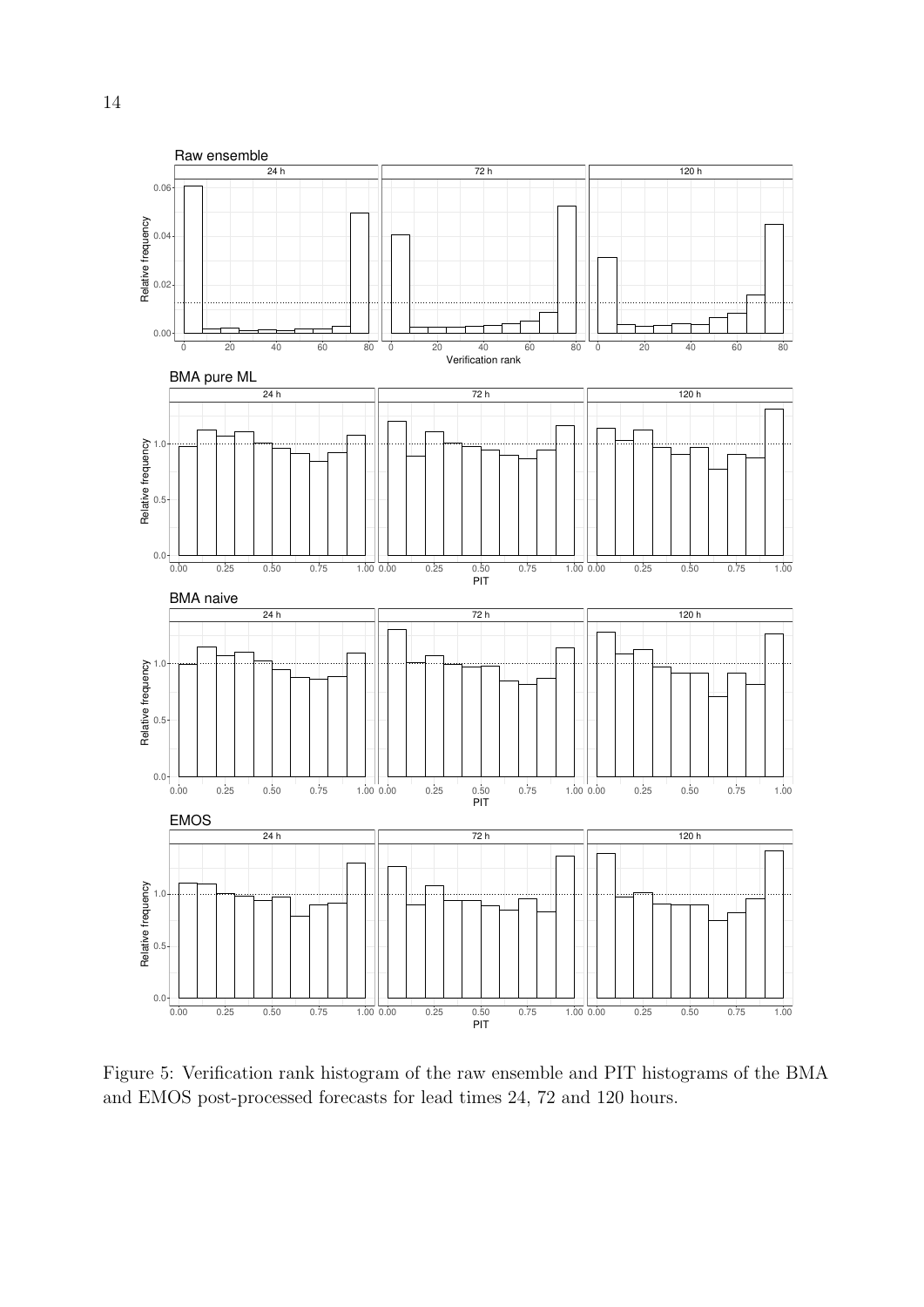Figure 5: Verification rank histogram of the raw ensemble and PIT histograms of the BMA and EMOS post-processed forecasts for lead times 24, 72 and 120 hours.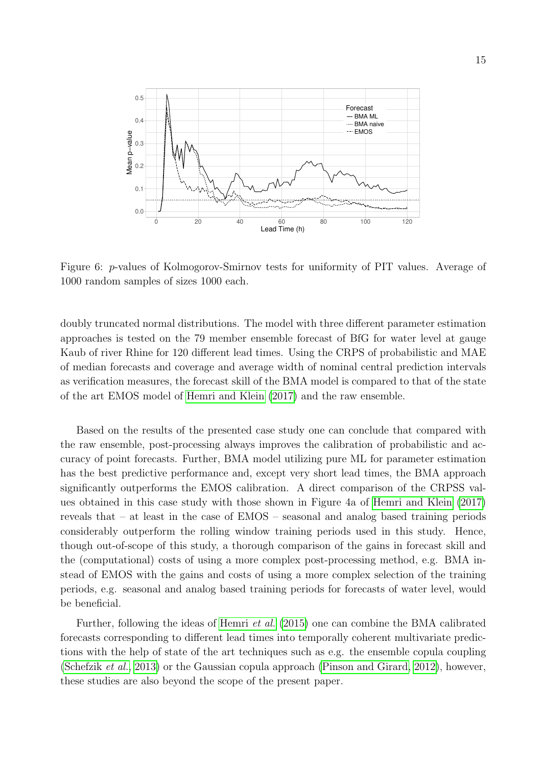Figure 6: $p$-values of Kolmogorov-Smirnov tests for uniformity of PIT values. Average of 1000 random samples of sizes 1000 each.

doubly truncated normal distributions. The model with three different parameter estimation approaches is tested on the 79 member ensemble forecast of BfG for water level at gauge Kaub of river Rhine for 120 different lead times. Using the CRPS of probabilistic and MAE of median forecasts and coverage and average width of nominal central prediction intervals as verification measures, the forecast skill of the BMA model is compared to that of the state of the art EMOS model of Hemri and Klein (2017) and the raw ensemble.

Based on the results of the presented case study one can conclude that compared with the raw ensemble, post-processing always improves the calibration of probabilistic and accuracy of point forecasts. Further, BMA model utilizing pure ML for parameter estimation has the best predictive performance and, except very short lead times, the BMA approach significantly outperforms the EMOS calibration. A direct comparison of the CRPSS values obtained in this case study with those shown in Figure 4a of Hemri and Klein (2017) reveals that – at least in the case of EMOS – seasonal and analog based training periods considerably outperform the rolling window training periods used in this study. Hence, though out-of-scope of this study, a thorough comparison of the gains in forecast skill and the (computational) costs of using a more complex post-processing method, e.g. BMA instead of EMOS with the gains and costs of using a more complex selection of the training periods, e.g. seasonal and analog based training periods for forecasts of water level, would be beneficial.

Further, following the ideas of Hemri *et al.* (2015) one can combine the BMA calibrated forecasts corresponding to different lead times into temporally coherent multivariate predictions with the help of state of the art techniques such as e.g. the ensemble copula coupling (Schefzik *et al.*, 2013) or the Gaussian copula approach (Pinson and Girard, 2012), however, these studies are also beyond the scope of the present paper.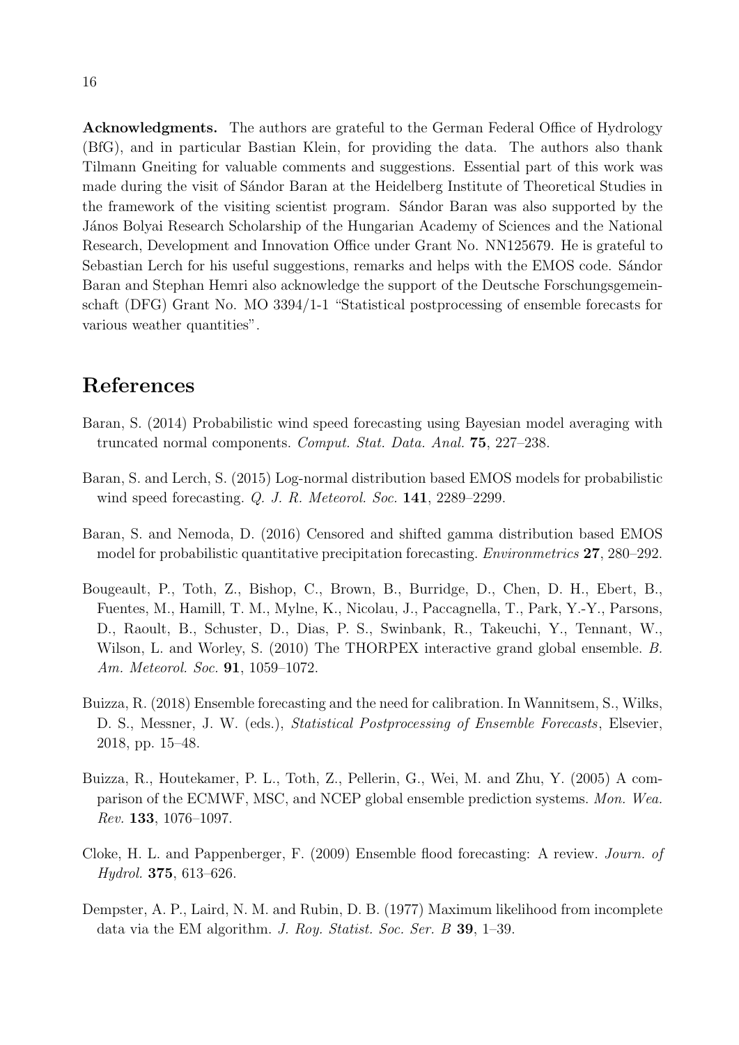**Acknowledgments.** The authors are grateful to the German Federal Office of Hydrology (BfG), and in particular Bastian Klein, for providing the data. The authors also thank Tilmann Gneiting for valuable comments and suggestions. Essential part of this work was made during the visit of Sándor Baran at the Heidelberg Institute of Theoretical Studies in the framework of the visiting scientist program. Sándor Baran was also supported by the János Bolyai Research Scholarship of the Hungarian Academy of Sciences and the National Research, Development and Innovation Office under Grant No. NN125679. He is grateful to Sebastian Lerch for his useful suggestions, remarks and helps with the EMOS code. Sándor Baran and Stephan Hemri also acknowledge the support of the Deutsche Forschungsgemeinschaft (DFG) Grant No. MO 3394/1-1 "Statistical postprocessing of ensemble forecasts for various weather quantities".

## References

Baran, S. (2014) Probabilistic wind speed forecasting using Bayesian model averaging with truncated normal components. *Comput. Stat. Data. Anal.* **75**, 227–238.

Baran, S. and Lerch, S. (2015) Log-normal distribution based EMOS models for probabilistic wind speed forecasting. *Q. J. R. Meteorol. Soc.* **141**, 2289–2299.

Baran, S. and Nemoda, D. (2016) Censored and shifted gamma distribution based EMOS model for probabilistic quantitative precipitation forecasting. *Environmetrics* **27**, 280–292.

Bougeault, P., Toth, Z., Bishop, C., Brown, B., Burridge, D., Chen, D. H., Ebert, B., Fuentes, M., Hamill, T. M., Mylne, K., Nicolau, J., Paccagnella, T., Park, Y.-Y., Parsons, D., Raoult, B., Schuster, D., Dias, P. S., Swinbank, R., Takeuchi, Y., Tennant, W., Wilson, L. and Worley, S. (2010) The THORPEX interactive grand global ensemble. *B. Am. Meteorol. Soc.* **91**, 1059–1072.

Buizza, R. (2018) Ensemble forecasting and the need for calibration. In Wannitsem, S., Wilks, D. S., Messner, J. W. (eds.), *Statistical Postprocessing of Ensemble Forecasts*, Elsevier, 2018, pp. 15–48.

Buizza, R., Houtekamer, P. L., Toth, Z., Pellerin, G., Wei, M. and Zhu, Y. (2005) A comparison of the ECMWF, MSC, and NCEP global ensemble prediction systems. *Mon. Wea. Rev.* **133**, 1076–1097.

Cloke, H. L. and Pappenberger, F. (2009) Ensemble flood forecasting: A review. *Journ. of Hydrol.* **375**, 613–626.

Dempster, A. P., Laird, N. M. and Rubin, D. B. (1977) Maximum likelihood from incomplete data via the EM algorithm. *J. Roy. Statist. Soc. Ser. B* **39**, 1–39.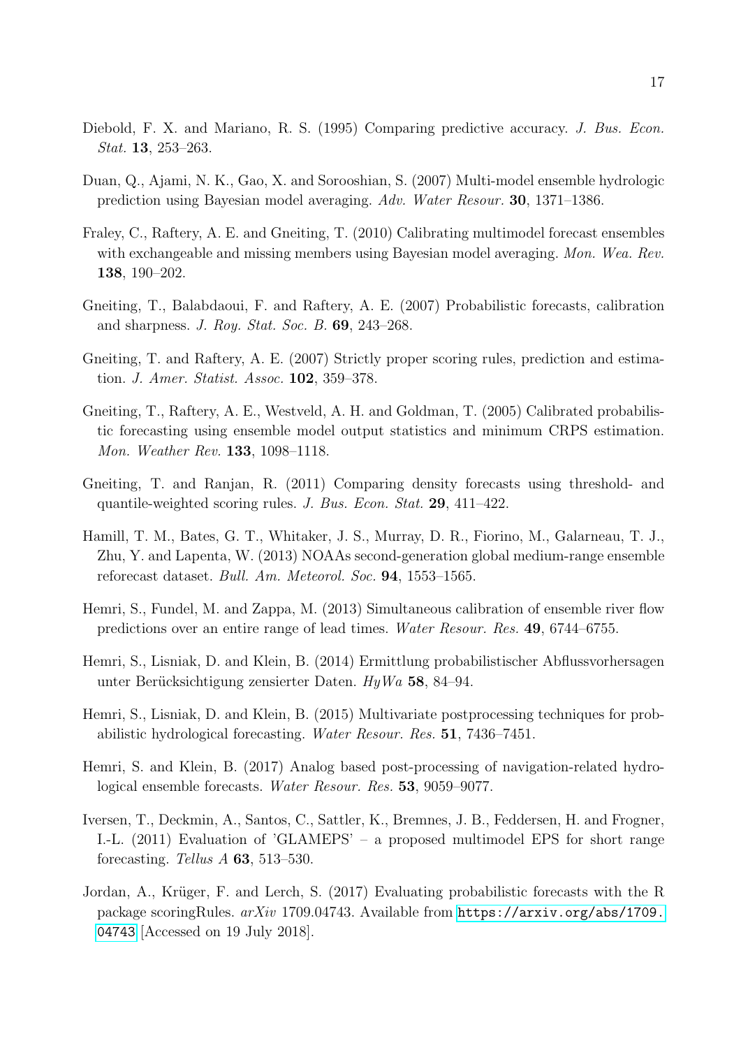Diebold, F. X. and Mariano, R. S. (1995) Comparing predictive accuracy. *J. Bus. Econ. Stat.* **13**, 253–263.

Duan, Q., Ajami, N. K., Gao, X. and Sorooshian, S. (2007) Multi-model ensemble hydrologic prediction using Bayesian model averaging. *Adv. Water Resour.* **30**, 1371–1386.

Fraley, C., Raftery, A. E. and Gneiting, T. (2010) Calibrating multimodel forecast ensembles with exchangeable and missing members using Bayesian model averaging. *Mon. Wea. Rev.* **138**, 190–202.

Gneiting, T., Balabdaoui, F. and Raftery, A. E. (2007) Probabilistic forecasts, calibration and sharpness. *J. Roy. Stat. Soc. B.* **69**, 243–268.

Gneiting, T. and Raftery, A. E. (2007) Strictly proper scoring rules, prediction and estimation. *J. Amer. Statist. Assoc.* **102**, 359–378.

Gneiting, T., Raftery, A. E., Westveld, A. H. and Goldman, T. (2005) Calibrated probabilistic forecasting using ensemble model output statistics and minimum CRPS estimation. *Mon. Weather Rev.* **133**, 1098–1118.

Gneiting, T. and Ranjan, R. (2011) Comparing density forecasts using threshold- and quantile-weighted scoring rules. *J. Bus. Econ. Stat.* **29**, 411–422.

Hamill, T. M., Bates, G. T., Whitaker, J. S., Murray, D. R., Fiorino, M., Galarneau, T. J., Zhu, Y. and Lapenta, W. (2013) NOAAs second-generation global medium-range ensemble reforecast dataset. *Bull. Am. Meteorol. Soc.* **94**, 1553–1565.

Hemri, S., Fundel, M. and Zappa, M. (2013) Simultaneous calibration of ensemble river flow predictions over an entire range of lead times. *Water Resour. Res.* **49**, 6744–6755.

Hemri, S., Lisniak, D. and Klein, B. (2014) Ermittlung probabilistischer Abflussvorhersagen unter Berücksichtigung zensierter Daten. *HyWa* **58**, 84–94.

Hemri, S., Lisniak, D. and Klein, B. (2015) Multivariate postprocessing techniques for probabilistic hydrological forecasting. *Water Resour. Res.* **51**, 7436–7451.

Hemri, S. and Klein, B. (2017) Analog based post-processing of navigation-related hydrological ensemble forecasts. *Water Resour. Res.* **53**, 9059–9077.

Iversen, T., Deckmin, A., Santos, C., Sattler, K., Bremnes, J. B., Feddersen, H. and Frogner, I.-L. (2011) Evaluation of 'GLAMEPS' – a proposed multimodel EPS for short range forecasting. *Tellus A* **63**, 513–530.

Jordan, A., Krüger, F. and Lerch, S. (2017) Evaluating probabilistic forecasts with the R package scoringRules. *arXiv* 1709.04743. Available from https://arxiv.org/abs/1709.04743 [Accessed on 19 July 2018].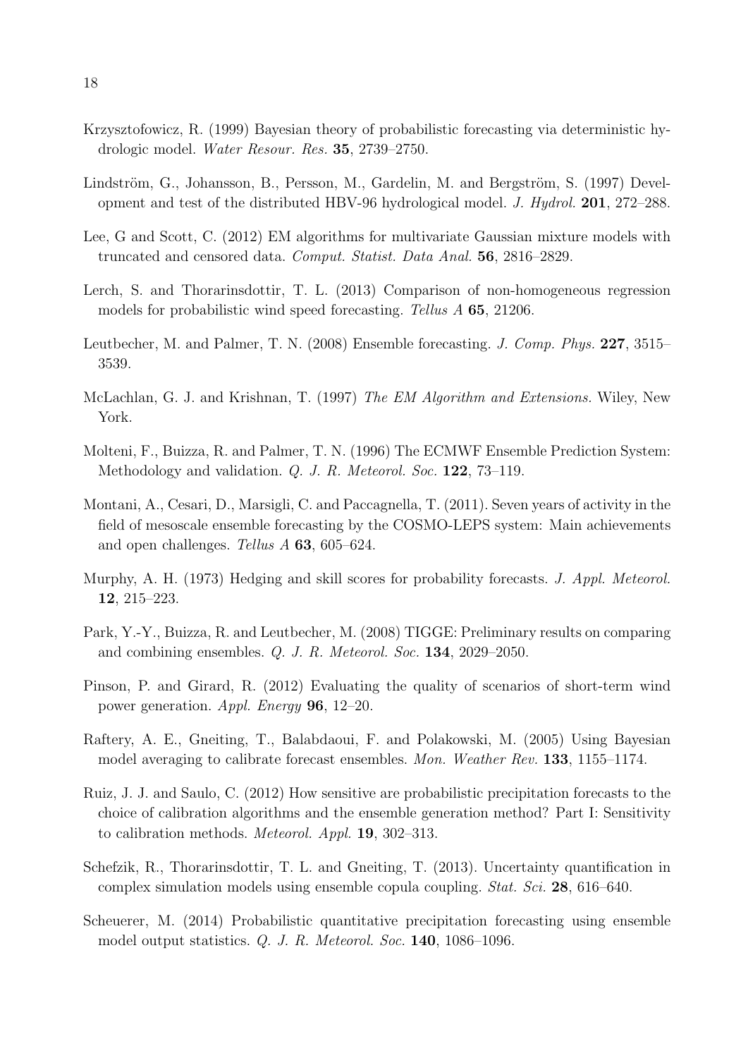Krzysztofowicz, R. (1999) Bayesian theory of probabilistic forecasting via deterministic hydrologic model. *Water Resour. Res.* **35**, 2739–2750.

Lindström, G., Johansson, B., Persson, M., Gardelin, M. and Bergström, S. (1997) Development and test of the distributed HBV-96 hydrological model. *J. Hydrol.* **201**, 272–288.

Lee, G and Scott, C. (2012) EM algorithms for multivariate Gaussian mixture models with truncated and censored data. *Comput. Statist. Data Anal.* **56**, 2816–2829.

Lerch, S. and Thorarinsdottir, T. L. (2013) Comparison of non-homogeneous regression models for probabilistic wind speed forecasting. *Tellus A* **65**, 21206.

Leutbecher, M. and Palmer, T. N. (2008) Ensemble forecasting. *J. Comp. Phys.* **227**, 3515–3539.

McLachlan, G. J. and Krishnan, T. (1997) *The EM Algorithm and Extensions.* Wiley, New York.

Molteni, F., Buizza, R. and Palmer, T. N. (1996) The ECMWF Ensemble Prediction System: Methodology and validation. *Q. J. R. Meteorol. Soc.* **122**, 73–119.

Montani, A., Cesari, D., Marsigli, C. and Paccagnella, T. (2011). Seven years of activity in the field of mesoscale ensemble forecasting by the COSMO-LEPS system: Main achievements and open challenges. *Tellus A* **63**, 605–624.

Murphy, A. H. (1973) Hedging and skill scores for probability forecasts. *J. Appl. Meteorol.* **12**, 215–223.

Park, Y.-Y., Buizza, R. and Leutbecher, M. (2008) TIGGE: Preliminary results on comparing and combining ensembles. *Q. J. R. Meteorol. Soc.* **134**, 2029–2050.

Pinson, P. and Girard, R. (2012) Evaluating the quality of scenarios of short-term wind power generation. *Appl. Energy* **96**, 12–20.

Raftery, A. E., Gneiting, T., Balabdaoui, F. and Polakowski, M. (2005) Using Bayesian model averaging to calibrate forecast ensembles. *Mon. Weather Rev.* **133**, 1155–1174.

Ruiz, J. J. and Saulo, C. (2012) How sensitive are probabilistic precipitation forecasts to the choice of calibration algorithms and the ensemble generation method? Part I: Sensitivity to calibration methods. *Meteorol. Appl.* **19**, 302–313.

Schefzik, R., Thorarinsdottir, T. L. and Gneiting, T. (2013). Uncertainty quantification in complex simulation models using ensemble copula coupling. *Stat. Sci.* **28**, 616–640.

Scheuerer, M. (2014) Probabilistic quantitative precipitation forecasting using ensemble model output statistics. *Q. J. R. Meteorol. Soc.* **140**, 1086–1096.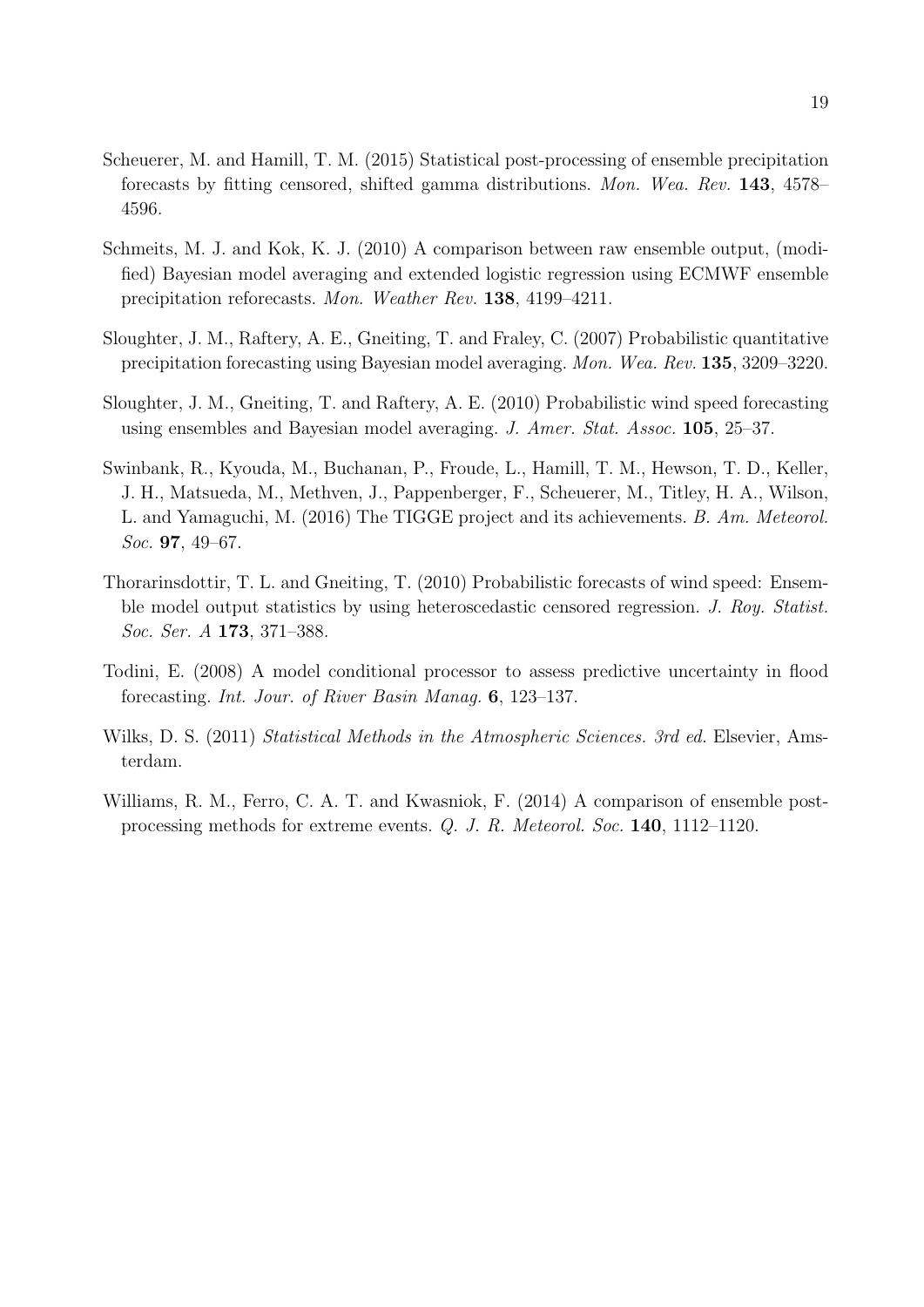Scheuerer, M. and Hamill, T. M. (2015) Statistical post-processing of ensemble precipitation forecasts by fitting censored, shifted gamma distributions. *Mon. Wea. Rev.* **143**, 4578–4596.

Schmeits, M. J. and Kok, K. J. (2010) A comparison between raw ensemble output, (modified) Bayesian model averaging and extended logistic regression using ECMWF ensemble precipitation reforecasts. *Mon. Weather Rev.* **138**, 4199–4211.

Sloughter, J. M., Raftery, A. E., Gneiting, T. and Fraley, C. (2007) Probabilistic quantitative precipitation forecasting using Bayesian model averaging. *Mon. Wea. Rev.* **135**, 3209–3220.

Sloughter, J. M., Gneiting, T. and Raftery, A. E. (2010) Probabilistic wind speed forecasting using ensembles and Bayesian model averaging. *J. Amer. Stat. Assoc.* **105**, 25–37.

Swinbank, R., Kyouda, M., Buchanan, P., Froude, L., Hamill, T. M., Hewson, T. D., Keller, J. H., Matsueda, M., Methven, J., Pappenberger, F., Scheuerer, M., Titley, H. A., Wilson, L. and Yamaguchi, M. (2016) The TIGGE project and its achievements. *B. Am. Meteorol. Soc.* **97**, 49–67.

Thorarinsdottir, T. L. and Gneiting, T. (2010) Probabilistic forecasts of wind speed: Ensemble model output statistics by using heteroscedastic censored regression. *J. Roy. Statist. Soc. Ser. A* **173**, 371–388.

Todini, E. (2008) A model conditional processor to assess predictive uncertainty in flood forecasting. *Int. Jour. of River Basin Manag.* **6**, 123–137.

Wilks, D. S. (2011) *Statistical Methods in the Atmospheric Sciences. 3rd ed.* Elsevier, Amsterdam.

Williams, R. M., Ferro, C. A. T. and Kwasniok, F. (2014) A comparison of ensemble post-processing methods for extreme events. *Q. J. R. Meteorol. Soc.* **140**, 1112–1120.